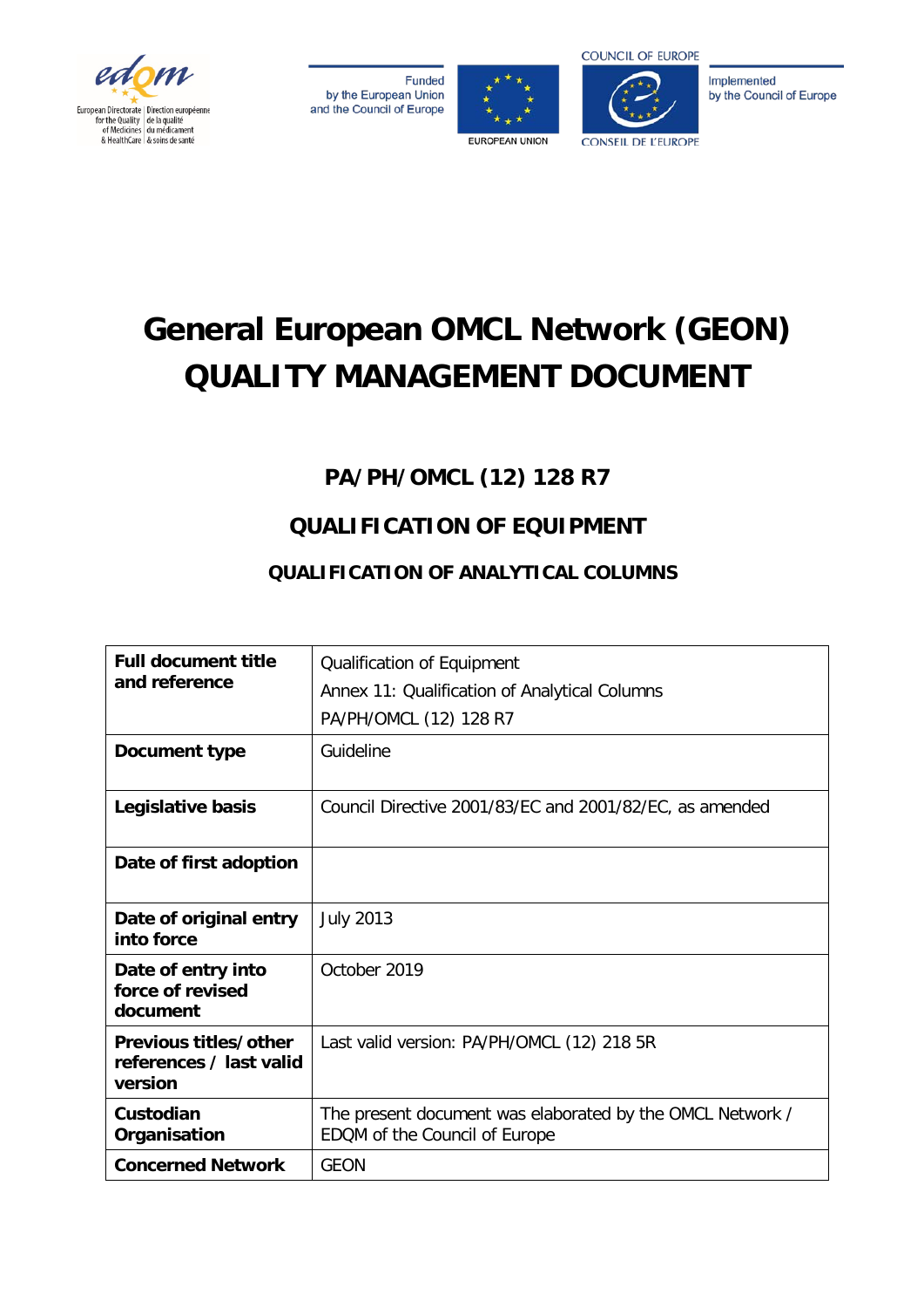European Directorate for the Quality of Medicines & HealthCare | Direction européenne de la qualité du médicament & soins de santé

Funded by the European Union and the Council of Europe

EUROPEAN UNION

COUNCIL OF EUROPE | CONSEIL DE L'EUROPE

Implemented by the Council of Europe

# General European OMCL Network (GEON) QUALITY MANAGEMENT DOCUMENT

## PA/PH/OMCL (12) 128 R7

## QUALIFICATION OF EQUIPMENT

### QUALIFICATION OF ANALYTICAL COLUMNS

| **Full document title and reference** | Qualification of Equipment<br>Annex 11: Qualification of Analytical Columns<br>PA/PH/OMCL (12) 128 R7 |
|---|---|
| **Document type** | Guideline |
| **Legislative basis** | Council Directive 2001/83/EC and 2001/82/EC, as amended |
| **Date of first adoption** | |
| **Date of original entry into force** | July 2013 |
| **Date of entry into force of revised document** | October 2019 |
| **Previous titles/other references / last valid version** | Last valid version: PA/PH/OMCL (12) 218 5R |
| **Custodian Organisation** | The present document was elaborated by the OMCL Network / EDQM of the Council of Europe |
| **Concerned Network** | GEON |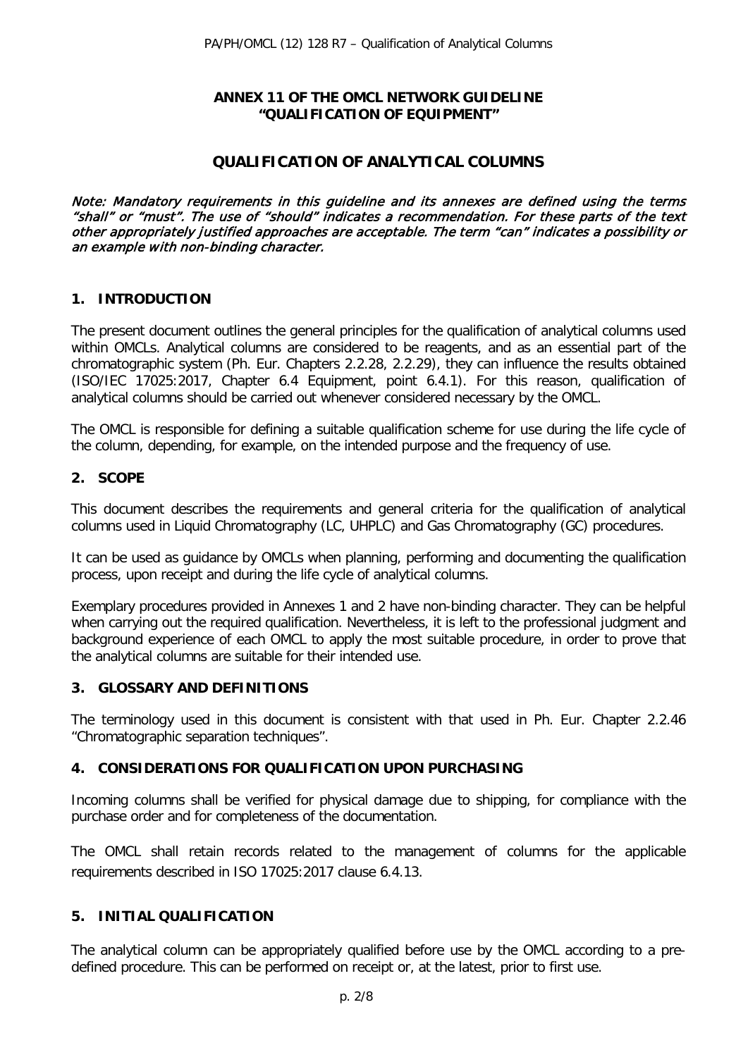**ANNEX 11 OF THE OMCL NETWORK GUIDELINE "QUALIFICATION OF EQUIPMENT"**

# QUALIFICATION OF ANALYTICAL COLUMNS

*Note: Mandatory requirements in this guideline and its annexes are defined using the terms "shall" or "must". The use of "should" indicates a recommendation. For these parts of the text other appropriately justified approaches are acceptable. The term "can" indicates a possibility or an example with non-binding character.*

## 1. INTRODUCTION

The present document outlines the general principles for the qualification of analytical columns used within OMCLs. Analytical columns are considered to be reagents, and as an essential part of the chromatographic system (Ph. Eur. Chapters 2.2.28, 2.2.29), they can influence the results obtained (ISO/IEC 17025:2017, Chapter 6.4 Equipment, point 6.4.1). For this reason, qualification of analytical columns should be carried out whenever considered necessary by the OMCL.

The OMCL is responsible for defining a suitable qualification scheme for use during the life cycle of the column, depending, for example, on the intended purpose and the frequency of use.

## 2. SCOPE

This document describes the requirements and general criteria for the qualification of analytical columns used in Liquid Chromatography (LC, UHPLC) and Gas Chromatography (GC) procedures.

It can be used as guidance by OMCLs when planning, performing and documenting the qualification process, upon receipt and during the life cycle of analytical columns.

Exemplary procedures provided in Annexes 1 and 2 have non-binding character. They can be helpful when carrying out the required qualification. Nevertheless, it is left to the professional judgment and background experience of each OMCL to apply the most suitable procedure, in order to prove that the analytical columns are suitable for their intended use.

## 3. GLOSSARY AND DEFINITIONS

The terminology used in this document is consistent with that used in Ph. Eur. Chapter 2.2.46 "Chromatographic separation techniques".

## 4. CONSIDERATIONS FOR QUALIFICATION UPON PURCHASING

Incoming columns shall be verified for physical damage due to shipping, for compliance with the purchase order and for completeness of the documentation.

The OMCL shall retain records related to the management of columns for the applicable requirements described in ISO 17025:2017 clause 6.4.13.

## 5. INITIAL QUALIFICATION

The analytical column can be appropriately qualified before use by the OMCL according to a pre-defined procedure. This can be performed on receipt or, at the latest, prior to first use.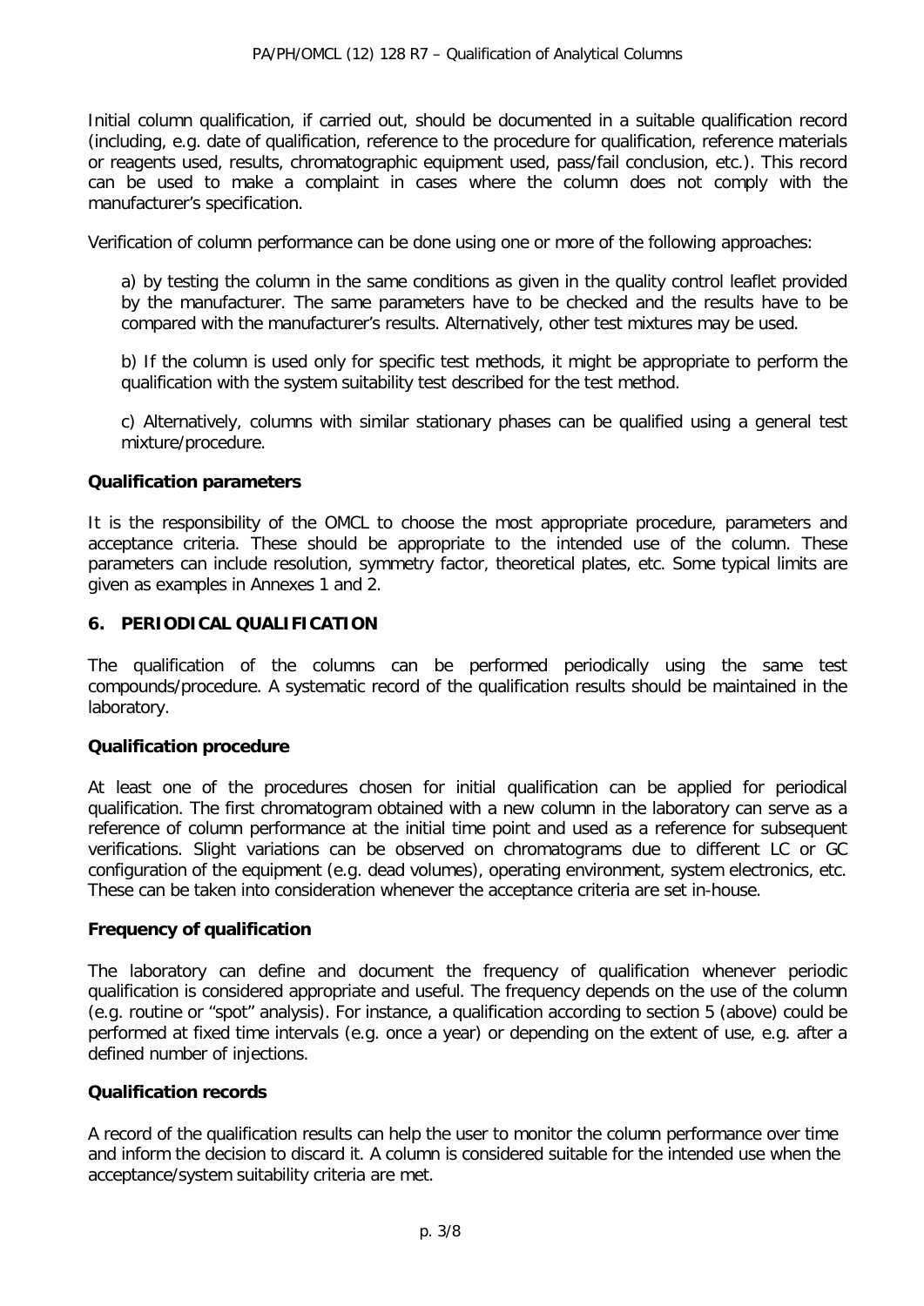Initial column qualification, if carried out, should be documented in a suitable qualification record (including, e.g. date of qualification, reference to the procedure for qualification, reference materials or reagents used, results, chromatographic equipment used, pass/fail conclusion, etc.). This record can be used to make a complaint in cases where the column does not comply with the manufacturer's specification.

Verification of column performance can be done using one or more of the following approaches:

a) by testing the column in the same conditions as given in the quality control leaflet provided by the manufacturer. The same parameters have to be checked and the results have to be compared with the manufacturer's results. Alternatively, other test mixtures may be used.

b) If the column is used only for specific test methods, it might be appropriate to perform the qualification with the system suitability test described for the test method.

c) Alternatively, columns with similar stationary phases can be qualified using a general test mixture/procedure.

**Qualification parameters**

It is the responsibility of the OMCL to choose the most appropriate procedure, parameters and acceptance criteria. These should be appropriate to the intended use of the column. These parameters can include resolution, symmetry factor, theoretical plates, etc. Some typical limits are given as examples in Annexes 1 and 2.

## 6. PERIODICAL QUALIFICATION

The qualification of the columns can be performed periodically using the same test compounds/procedure. A systematic record of the qualification results should be maintained in the laboratory.

**Qualification procedure**

At least one of the procedures chosen for initial qualification can be applied for periodical qualification. The first chromatogram obtained with a new column in the laboratory can serve as a reference of column performance at the initial time point and used as a reference for subsequent verifications. Slight variations can be observed on chromatograms due to different LC or GC configuration of the equipment (e.g. dead volumes), operating environment, system electronics, etc. These can be taken into consideration whenever the acceptance criteria are set in-house.

**Frequency of qualification**

The laboratory can define and document the frequency of qualification whenever periodic qualification is considered appropriate and useful. The frequency depends on the use of the column (e.g. routine or "spot" analysis). For instance, a qualification according to section 5 (above) could be performed at fixed time intervals (e.g. once a year) or depending on the extent of use, e.g. after a defined number of injections.

**Qualification records**

A record of the qualification results can help the user to monitor the column performance over time and inform the decision to discard it. A column is considered suitable for the intended use when the acceptance/system suitability criteria are met.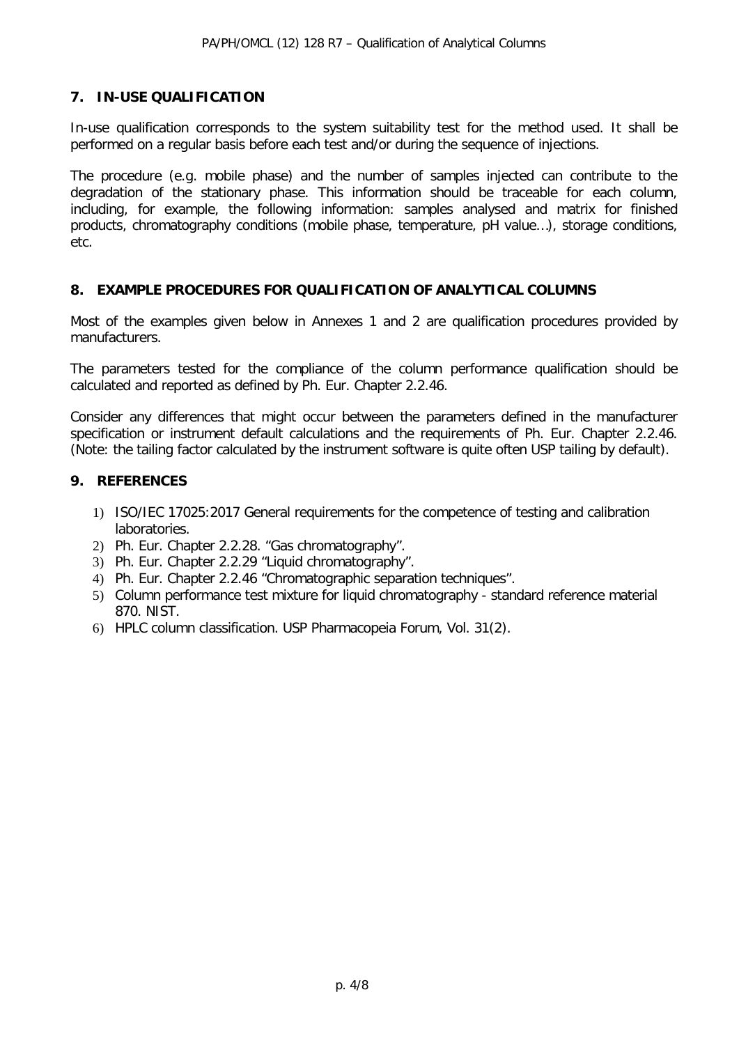## 7. IN-USE QUALIFICATION

In-use qualification corresponds to the system suitability test for the method used. It shall be performed on a regular basis before each test and/or during the sequence of injections.

The procedure (e.g. mobile phase) and the number of samples injected can contribute to the degradation of the stationary phase. This information should be traceable for each column, including, for example, the following information: samples analysed and matrix for finished products, chromatography conditions (mobile phase, temperature, pH value…), storage conditions, etc.

## 8. EXAMPLE PROCEDURES FOR QUALIFICATION OF ANALYTICAL COLUMNS

Most of the examples given below in Annexes 1 and 2 are qualification procedures provided by manufacturers.

The parameters tested for the compliance of the column performance qualification should be calculated and reported as defined by Ph. Eur. Chapter 2.2.46.

Consider any differences that might occur between the parameters defined in the manufacturer specification or instrument default calculations and the requirements of Ph. Eur. Chapter 2.2.46. (Note: the tailing factor calculated by the instrument software is quite often USP tailing by default).

## 9. REFERENCES

1) ISO/IEC 17025:2017 General requirements for the competence of testing and calibration laboratories.
2) Ph. Eur. Chapter 2.2.28. "Gas chromatography".
3) Ph. Eur. Chapter 2.2.29 "Liquid chromatography".
4) Ph. Eur. Chapter 2.2.46 "Chromatographic separation techniques".
5) Column performance test mixture for liquid chromatography - standard reference material 870. NIST.
6) HPLC column classification. USP Pharmacopeia Forum, Vol. 31(2).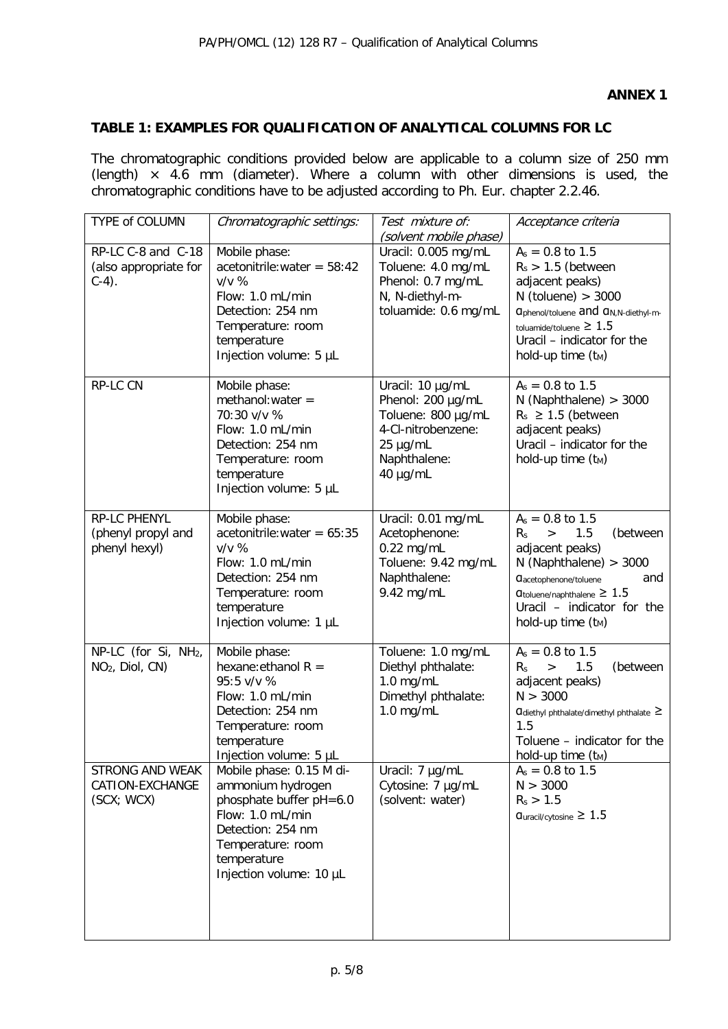**ANNEX 1**

**TABLE 1: EXAMPLES FOR QUALIFICATION OF ANALYTICAL COLUMNS FOR LC**

The chromatographic conditions provided below are applicable to a column size of 250 mm (length) × 4.6 mm (diameter). Where a column with other dimensions is used, the chromatographic conditions have to be adjusted according to Ph. Eur. chapter 2.2.46.

| TYPE of COLUMN | *Chromatographic settings:* | *Test mixture of: (solvent mobile phase)* | *Acceptance criteria* |
|---|---|---|---|
| RP-LC C-8 and C-18 (also appropriate for C-4). | Mobile phase: acetonitrile:water = 58:42 v/v %<br>Flow: 1.0 mL/min<br>Detection: 254 nm<br>Temperature: room temperature<br>Injection volume: 5 µL | Uracil: 0.005 mg/mL<br>Toluene: 4.0 mg/mL<br>Phenol: 0.7 mg/mL<br>N, N-diethyl-m-toluamide: 0.6 mg/mL | $A_s$ = 0.8 to 1.5<br>$R_s$ > 1.5 (between adjacent peaks)<br>N (toluene) > 3000<br>$\alpha_{phenol/toluene}$ and $\alpha_{N,N\text{-diethyl-m-toluamide/toluene}} \geq 1.5$<br>Uracil – indicator for the hold-up time ($t_M$) |
| RP-LC CN | Mobile phase: methanol:water = 70:30 v/v %<br>Flow: 1.0 mL/min<br>Detection: 254 nm<br>Temperature: room temperature<br>Injection volume: 5 µL | Uracil: 10 µg/mL<br>Phenol: 200 µg/mL<br>Toluene: 800 µg/mL<br>4-Cl-nitrobenzene: 25 µg/mL<br>Naphthalene: 40 µg/mL | $A_s$ = 0.8 to 1.5<br>N (Naphthalene) > 3000<br>$R_s$ ≥ 1.5 (between adjacent peaks)<br>Uracil – indicator for the hold-up time ($t_M$) |
| RP-LC PHENYL (phenyl propyl and phenyl hexyl) | Mobile phase: acetonitrile:water = 65:35 v/v %<br>Flow: 1.0 mL/min<br>Detection: 254 nm<br>Temperature: room temperature<br>Injection volume: 1 µL | Uracil: 0.01 mg/mL<br>Acetophenone: 0.22 mg/mL<br>Toluene: 9.42 mg/mL<br>Naphthalene: 9.42 mg/mL | $A_s$ = 0.8 to 1.5<br>$R_s$ > 1.5 (between adjacent peaks)<br>N (Naphthalene) > 3000<br>$\alpha_{acetophenone/toluene}$ and $\alpha_{toluene/naphthalene} \geq 1.5$<br>Uracil – indicator for the hold-up time ($t_M$) |
| NP-LC (for Si, $NH_2$, $NO_2$, Diol, CN) | Mobile phase: hexane:ethanol R = 95:5 v/v %<br>Flow: 1.0 mL/min<br>Detection: 254 nm<br>Temperature: room temperature<br>Injection volume: 5 µL | Toluene: 1.0 mg/mL<br>Diethyl phthalate: 1.0 mg/mL<br>Dimethyl phthalate: 1.0 mg/mL | $A_s$ = 0.8 to 1.5<br>$R_s$ > 1.5 (between adjacent peaks)<br>N > 3000<br>$\alpha_{diethyl\ phthalate/dimethyl\ phthalate} \geq 1.5$<br>Toluene – indicator for the hold-up time ($t_M$) |
| STRONG AND WEAK CATION-EXCHANGE (SCX; WCX) | Mobile phase: 0.15 M di-ammonium hydrogen phosphate buffer pH=6.0<br>Flow: 1.0 mL/min<br>Detection: 254 nm<br>Temperature: room temperature<br>Injection volume: 10 µL | Uracil: 7 µg/mL<br>Cytosine: 7 µg/mL<br>(solvent: water) | $A_s$ = 0.8 to 1.5<br>N > 3000<br>$R_s$ > 1.5<br>$\alpha_{uracil/cytosine} \geq 1.5$ |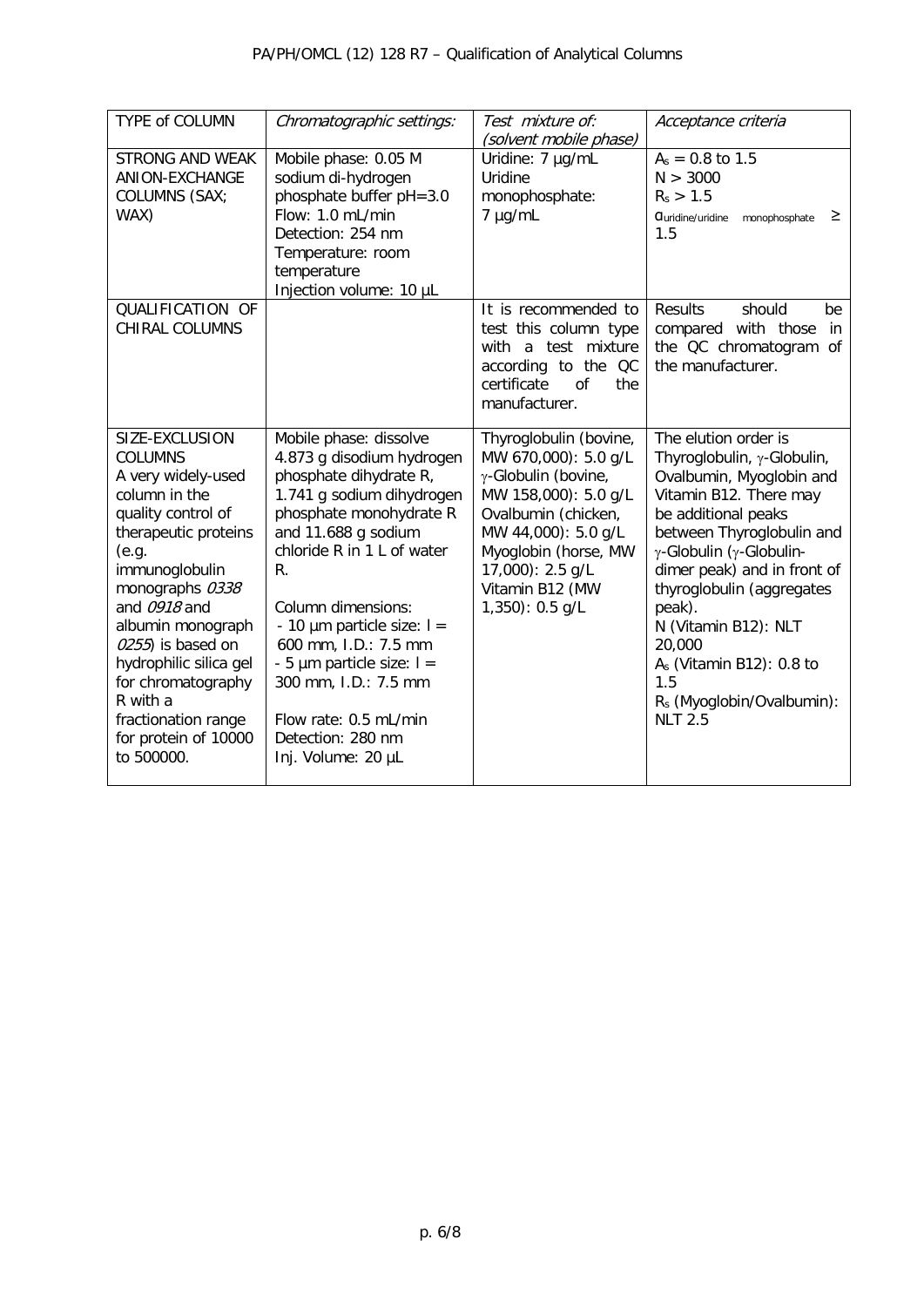| TYPE of COLUMN | *Chromatographic settings:* | *Test mixture of: (solvent mobile phase)* | *Acceptance criteria* |
|---|---|---|---|
| STRONG AND WEAK ANION-EXCHANGE COLUMNS (SAX; WAX) | Mobile phase: 0.05 M sodium di-hydrogen phosphate buffer pH=3.0<br>Flow: 1.0 mL/min<br>Detection: 254 nm<br>Temperature: room temperature<br>Injection volume: 10 µL | Uridine: 7 µg/mL<br>Uridine monophosphate: 7 µg/mL | $A_s$ = 0.8 to 1.5<br>N > 3000<br>$R_s$ > 1.5<br>$\alpha_{uridine/uridine\ monophosphate}$ ≥ 1.5 |
| QUALIFICATION OF CHIRAL COLUMNS | | It is recommended to test this column type with a test mixture according to the QC certificate of the manufacturer. | Results should be compared with those in the QC chromatogram of the manufacturer. |
| SIZE-EXCLUSION COLUMNS<br>A very widely-used column in the quality control of therapeutic proteins (e.g. immunoglobulin monographs *0338* and *0918* and albumin monograph *0255*) is based on hydrophilic silica gel for chromatography R with a fractionation range for protein of 10000 to 500000. | Mobile phase: dissolve 4.873 g disodium hydrogen phosphate dihydrate R, 1.741 g sodium dihydrogen phosphate monohydrate R and 11.688 g sodium chloride R in 1 L of water R.<br><br>Column dimensions:<br>- 10 µm particle size: l = 600 mm, I.D.: 7.5 mm<br>- 5 µm particle size: l = 300 mm, I.D.: 7.5 mm<br><br>Flow rate: 0.5 mL/min<br>Detection: 280 nm<br>Inj. Volume: 20 µL | Thyroglobulin (bovine, MW 670,000): 5.0 g/L<br>γ-Globulin (bovine, MW 158,000): 5.0 g/L<br>Ovalbumin (chicken, MW 44,000): 5.0 g/L<br>Myoglobin (horse, MW 17,000): 2.5 g/L<br>Vitamin B12 (MW 1,350): 0.5 g/L | The elution order is Thyroglobulin, γ-Globulin, Ovalbumin, Myoglobin and Vitamin B12. There may be additional peaks between Thyroglobulin and γ-Globulin (γ-Globulin-dimer peak) and in front of thyroglobulin (aggregates peak).<br>N (Vitamin B12): NLT 20,000<br>$A_s$ (Vitamin B12): 0.8 to 1.5<br>$R_s$ (Myoglobin/Ovalbumin): NLT 2.5 |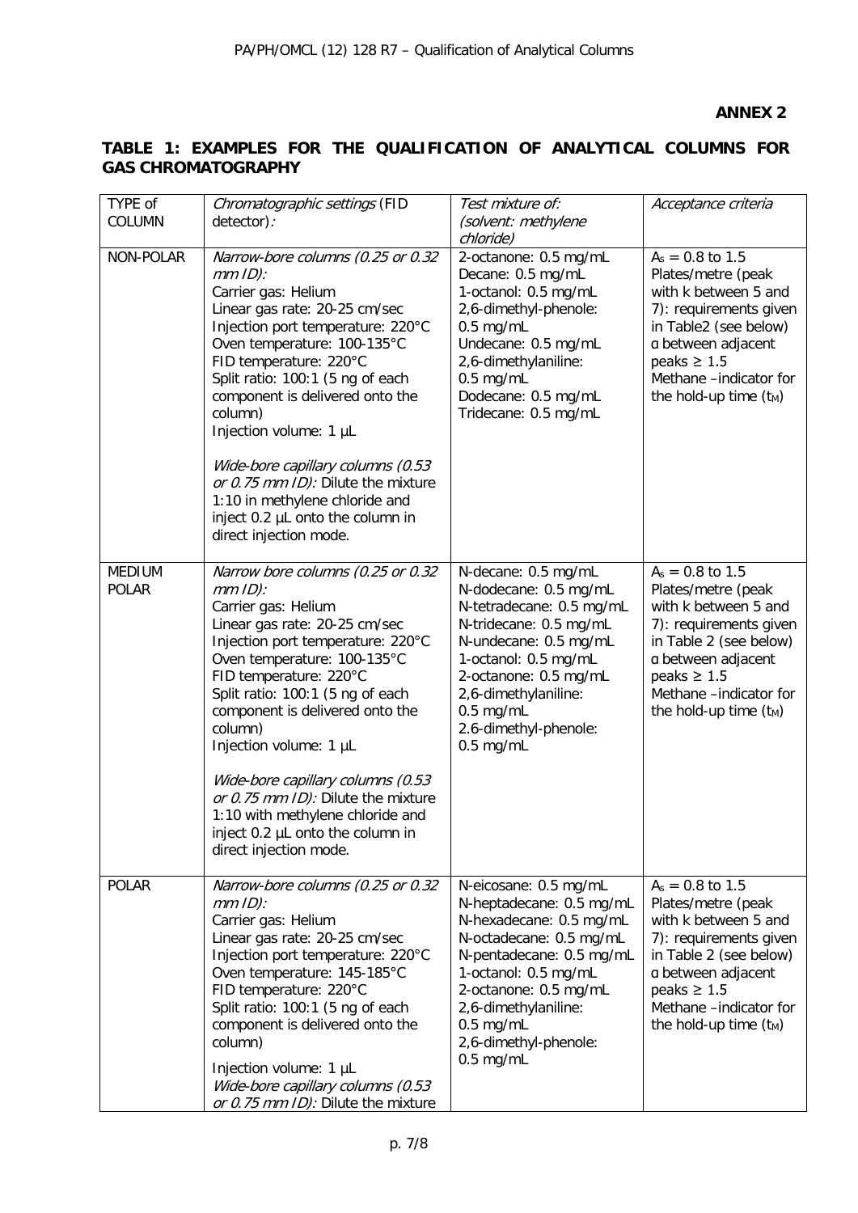**ANNEX 2**

**TABLE 1: EXAMPLES FOR THE QUALIFICATION OF ANALYTICAL COLUMNS FOR GAS CHROMATOGRAPHY**

| TYPE of COLUMN | *Chromatographic settings* (FID detector)*:* | *Test mixture of: (solvent: methylene chloride)* | *Acceptance criteria* |
|---|---|---|---|
| NON-POLAR | *Narrow-bore columns (0.25 or 0.32 mm ID):*<br>Carrier gas: Helium<br>Linear gas rate: 20-25 cm/sec<br>Injection port temperature: 220°C<br>Oven temperature: 100-135°C<br>FID temperature: 220°C<br>Split ratio: 100:1 (5 ng of each component is delivered onto the column)<br>Injection volume: 1 µL<br><br>*Wide-bore capillary columns (0.53 or 0.75 mm ID):* Dilute the mixture 1:10 in methylene chloride and inject 0.2 µL onto the column in direct injection mode. | 2-octanone: 0.5 mg/mL<br>Decane: 0.5 mg/mL<br>1-octanol: 0.5 mg/mL<br>2,6-dimethyl-phenole: 0.5 mg/mL<br>Undecane: 0.5 mg/mL<br>2,6-dimethylaniline: 0.5 mg/mL<br>Dodecane: 0.5 mg/mL<br>Tridecane: 0.5 mg/mL | $A_s$ = 0.8 to 1.5<br>Plates/metre (peak with k between 5 and 7): requirements given in Table2 (see below)<br>α between adjacent peaks ≥ 1.5<br>Methane –indicator for the hold-up time ($t_M$) |
| MEDIUM POLAR | *Narrow bore columns (0.25 or 0.32 mm ID):*<br>Carrier gas: Helium<br>Linear gas rate: 20-25 cm/sec<br>Injection port temperature: 220°C<br>Oven temperature: 100-135°C<br>FID temperature: 220°C<br>Split ratio: 100:1 (5 ng of each component is delivered onto the column)<br>Injection volume: 1 µL<br><br>*Wide-bore capillary columns (0.53 or 0.75 mm ID):* Dilute the mixture 1:10 with methylene chloride and inject 0.2 µL onto the column in direct injection mode. | N-decane: 0.5 mg/mL<br>N-dodecane: 0.5 mg/mL<br>N-tetradecane: 0.5 mg/mL<br>N-tridecane: 0.5 mg/mL<br>N-undecane: 0.5 mg/mL<br>1-octanol: 0.5 mg/mL<br>2-octanone: 0.5 mg/mL<br>2,6-dimethylaniline: 0.5 mg/mL<br>2.6-dimethyl-phenole: 0.5 mg/mL | $A_s$ = 0.8 to 1.5<br>Plates/metre (peak with k between 5 and 7): requirements given in Table 2 (see below)<br>α between adjacent peaks ≥ 1.5<br>Methane –indicator for the hold-up time ($t_M$) |
| POLAR | *Narrow-bore columns (0.25 or 0.32 mm ID):*<br>Carrier gas: Helium<br>Linear gas rate: 20-25 cm/sec<br>Injection port temperature: 220°C<br>Oven temperature: 145-185°C<br>FID temperature: 220°C<br>Split ratio: 100:1 (5 ng of each component is delivered onto the column)<br>Injection volume: 1 µL<br>*Wide-bore capillary columns (0.53 or 0.75 mm ID):* Dilute the mixture | N-eicosane: 0.5 mg/mL<br>N-heptadecane: 0.5 mg/mL<br>N-hexadecane: 0.5 mg/mL<br>N-octadecane: 0.5 mg/mL<br>N-pentadecane: 0.5 mg/mL<br>1-octanol: 0.5 mg/mL<br>2-octanone: 0.5 mg/mL<br>2,6-dimethylaniline: 0.5 mg/mL<br>2,6-dimethyl-phenole: 0.5 mg/mL | $A_s$ = 0.8 to 1.5<br>Plates/metre (peak with k between 5 and 7): requirements given in Table 2 (see below)<br>α between adjacent peaks ≥ 1.5<br>Methane –indicator for the hold-up time ($t_M$) |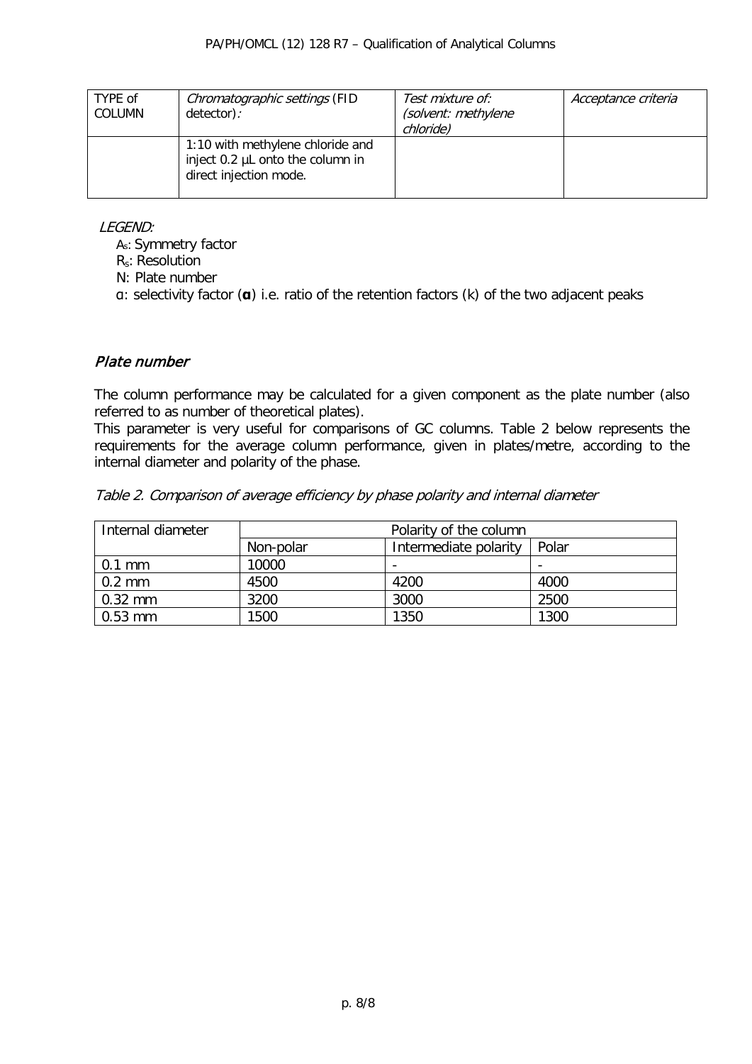| TYPE of COLUMN | *Chromatographic settings* (FID detector)*:* | *Test mixture of:* *(solvent: methylene chloride)* | *Acceptance criteria* |
|---|---|---|---|
| | 1:10 with methylene chloride and inject 0.2 µL onto the column in direct injection mode. | | |

*LEGEND:*

- $A_s$: Symmetry factor
- $R_s$: Resolution
- N: Plate number
- α: selectivity factor (**α**) i.e. ratio of the retention factors (k) of the two adjacent peaks

## *Plate number*

The column performance may be calculated for a given component as the plate number (also referred to as number of theoretical plates).
This parameter is very useful for comparisons of GC columns. Table 2 below represents the requirements for the average column performance, given in plates/metre, according to the internal diameter and polarity of the phase.

*Table 2. Comparison of average efficiency by phase polarity and internal diameter*

| Internal diameter | Polarity of the column | | |
|---|---|---|---|
| | Non-polar | Intermediate polarity | Polar |
| 0.1 mm | 10000 | - | - |
| 0.2 mm | 4500 | 4200 | 4000 |
| 0.32 mm | 3200 | 3000 | 2500 |
| 0.53 mm | 1500 | 1350 | 1300 |